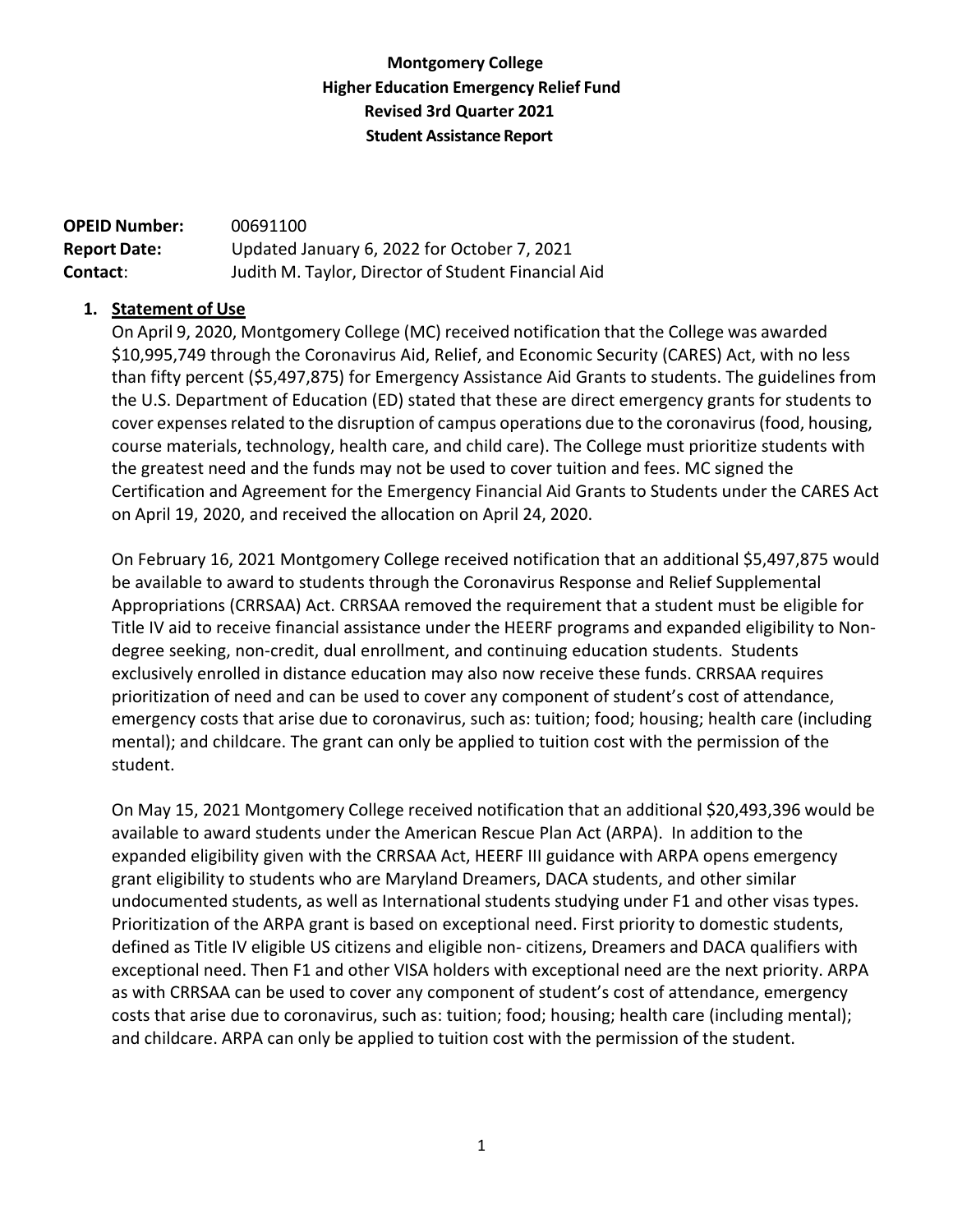# Montgomery College
## Higher Education Emergency Relief Fund
## Revised 3rd Quarter 2021
## Student Assistance Report

**OPEID Number:** 00691100
**Report Date:** Updated January 6, 2022 for October 7, 2021
**Contact**: Judith M. Taylor, Director of Student Financial Aid

1. **Statement of Use**

On April 9, 2020, Montgomery College (MC) received notification that the College was awarded $10,995,749 through the Coronavirus Aid, Relief, and Economic Security (CARES) Act, with no less than fifty percent ($5,497,875) for Emergency Assistance Aid Grants to students. The guidelines from the U.S. Department of Education (ED) stated that these are direct emergency grants for students to cover expenses related to the disruption of campus operations due to the coronavirus (food, housing, course materials, technology, health care, and child care). The College must prioritize students with the greatest need and the funds may not be used to cover tuition and fees. MC signed the Certification and Agreement for the Emergency Financial Aid Grants to Students under the CARES Act on April 19, 2020, and received the allocation on April 24, 2020.

On February 16, 2021 Montgomery College received notification that an additional $5,497,875 would be available to award to students through the Coronavirus Response and Relief Supplemental Appropriations (CRRSAA) Act. CRRSAA removed the requirement that a student must be eligible for Title IV aid to receive financial assistance under the HEERF programs and expanded eligibility to Non-degree seeking, non-credit, dual enrollment, and continuing education students. Students exclusively enrolled in distance education may also now receive these funds. CRRSAA requires prioritization of need and can be used to cover any component of student's cost of attendance, emergency costs that arise due to coronavirus, such as: tuition; food; housing; health care (including mental); and childcare. The grant can only be applied to tuition cost with the permission of the student.

On May 15, 2021 Montgomery College received notification that an additional $20,493,396 would be available to award students under the American Rescue Plan Act (ARPA). In addition to the expanded eligibility given with the CRRSAA Act, HEERF III guidance with ARPA opens emergency grant eligibility to students who are Maryland Dreamers, DACA students, and other similar undocumented students, as well as International students studying under F1 and other visas types. Prioritization of the ARPA grant is based on exceptional need. First priority to domestic students, defined as Title IV eligible US citizens and eligible non- citizens, Dreamers and DACA qualifiers with exceptional need. Then F1 and other VISA holders with exceptional need are the next priority. ARPA as with CRRSAA can be used to cover any component of student's cost of attendance, emergency costs that arise due to coronavirus, such as: tuition; food; housing; health care (including mental); and childcare. ARPA can only be applied to tuition cost with the permission of the student.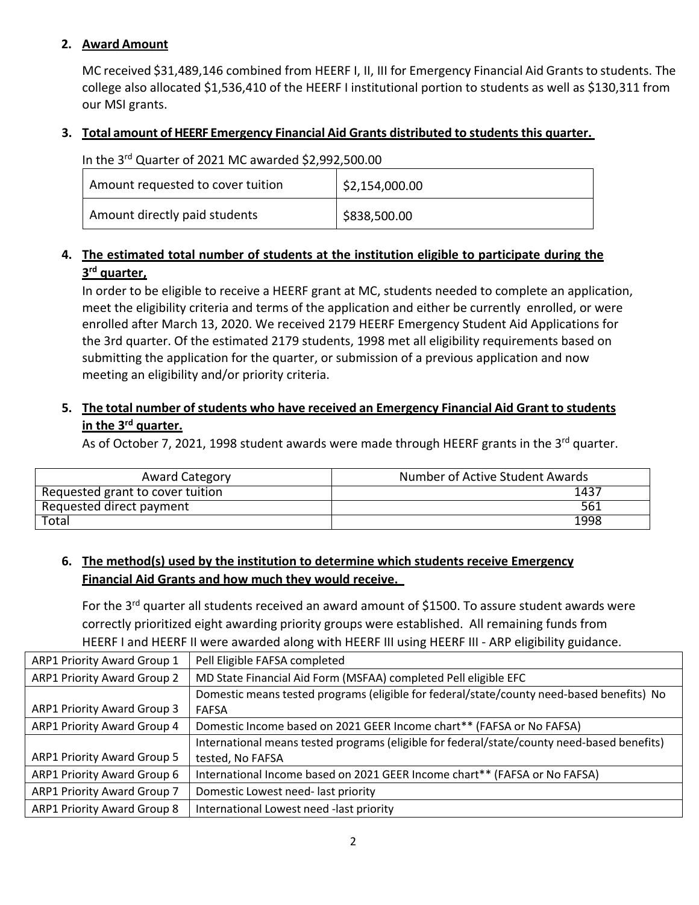## 2. Award Amount

MC received \$31,489,146 combined from HEERF I, II, III for Emergency Financial Aid Grants to students. The college also allocated \$1,536,410 of the HEERF I institutional portion to students as well as \$130,311 from our MSI grants.

## 3. Total amount of HEERF Emergency Financial Aid Grants distributed to students this quarter.

In the 3rd Quarter of 2021 MC awarded \$2,992,500.00

| Amount requested to cover tuition | \$2,154,000.00 |
|---|---|
| Amount directly paid students | \$838,500.00 |

## 4. The estimated total number of students at the institution eligible to participate during the 3rd quarter,

In order to be eligible to receive a HEERF grant at MC, students needed to complete an application, meet the eligibility criteria and terms of the application and either be currently enrolled, or were enrolled after March 13, 2020. We received 2179 HEERF Emergency Student Aid Applications for the 3rd quarter. Of the estimated 2179 students, 1998 met all eligibility requirements based on submitting the application for the quarter, or submission of a previous application and now meeting an eligibility and/or priority criteria.

## 5. The total number of students who have received an Emergency Financial Aid Grant to students in the 3rd quarter.

As of October 7, 2021, 1998 student awards were made through HEERF grants in the 3rd quarter.

| Award Category | Number of Active Student Awards |
|---|---|
| Requested grant to cover tuition | 1437 |
| Requested direct payment | 561 |
| Total | 1998 |

## 6. The method(s) used by the institution to determine which students receive Emergency Financial Aid Grants and how much they would receive.

For the 3rd quarter all students received an award amount of \$1500. To assure student awards were correctly prioritized eight awarding priority groups were established. All remaining funds from HEERF I and HEERF II were awarded along with HEERF III using HEERF III - ARP eligibility guidance.

| | |
|---|---|
| ARP1 Priority Award Group 1 | Pell Eligible FAFSA completed |
| ARP1 Priority Award Group 2 | MD State Financial Aid Form (MSFAA) completed Pell eligible EFC |
| ARP1 Priority Award Group 3 | Domestic means tested programs (eligible for federal/state/county need-based benefits) No FAFSA |
| ARP1 Priority Award Group 4 | Domestic Income based on 2021 GEER Income chart** (FAFSA or No FAFSA) |
| ARP1 Priority Award Group 5 | International means tested programs (eligible for federal/state/county need-based benefits) tested, No FAFSA |
| ARP1 Priority Award Group 6 | International Income based on 2021 GEER Income chart** (FAFSA or No FAFSA) |
| ARP1 Priority Award Group 7 | Domestic Lowest need- last priority |
| ARP1 Priority Award Group 8 | International Lowest need -last priority |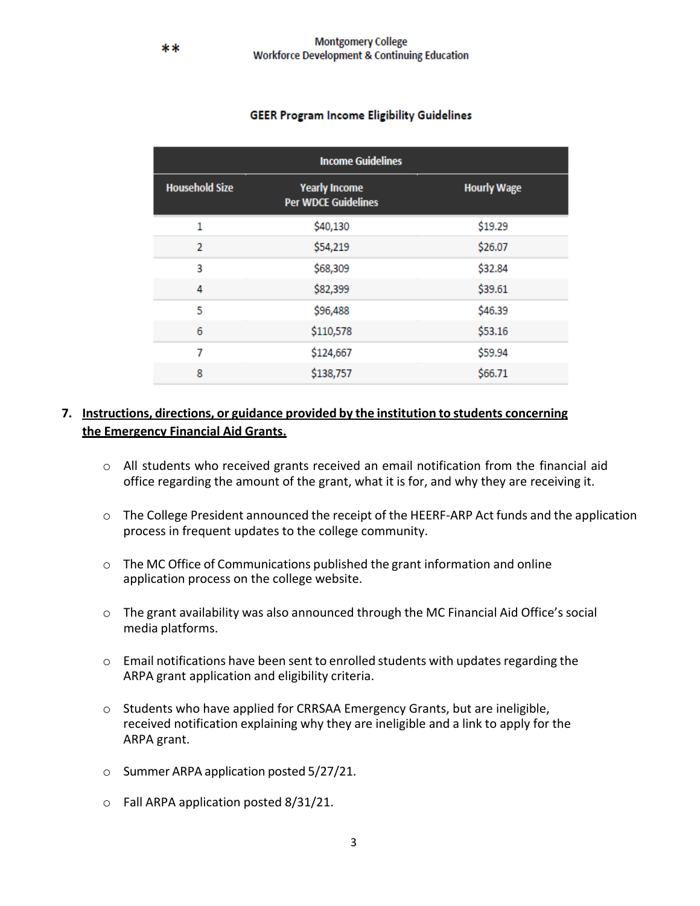**

Montgomery College
Workforce Development & Continuing Education

**GEER Program Income Eligibility Guidelines**

| Income Guidelines | | |
| --- | --- | --- |
| Household Size | Yearly Income Per WDCE Guidelines | Hourly Wage |
| 1 | $40,130 | $19.29 |
| 2 | $54,219 | $26.07 |
| 3 | $68,309 | $32.84 |
| 4 | $82,399 | $39.61 |
| 5 | $96,488 | $46.39 |
| 6 | $110,578 | $53.16 |
| 7 | $124,667 | $59.94 |
| 8 | $138,757 | $66.71 |

7. **Instructions, directions, or guidance provided by the institution to students concerning the Emergency Financial Aid Grants.**

   - All students who received grants received an email notification from the financial aid office regarding the amount of the grant, what it is for, and why they are receiving it.
   - The College President announced the receipt of the HEERF-ARP Act funds and the application process in frequent updates to the college community.
   - The MC Office of Communications published the grant information and online application process on the college website.
   - The grant availability was also announced through the MC Financial Aid Office's social media platforms.
   - Email notifications have been sent to enrolled students with updates regarding the ARPA grant application and eligibility criteria.
   - Students who have applied for CRRSAA Emergency Grants, but are ineligible, received notification explaining why they are ineligible and a link to apply for the ARPA grant.
   - Summer ARPA application posted 5/27/21.
   - Fall ARPA application posted 8/31/21.